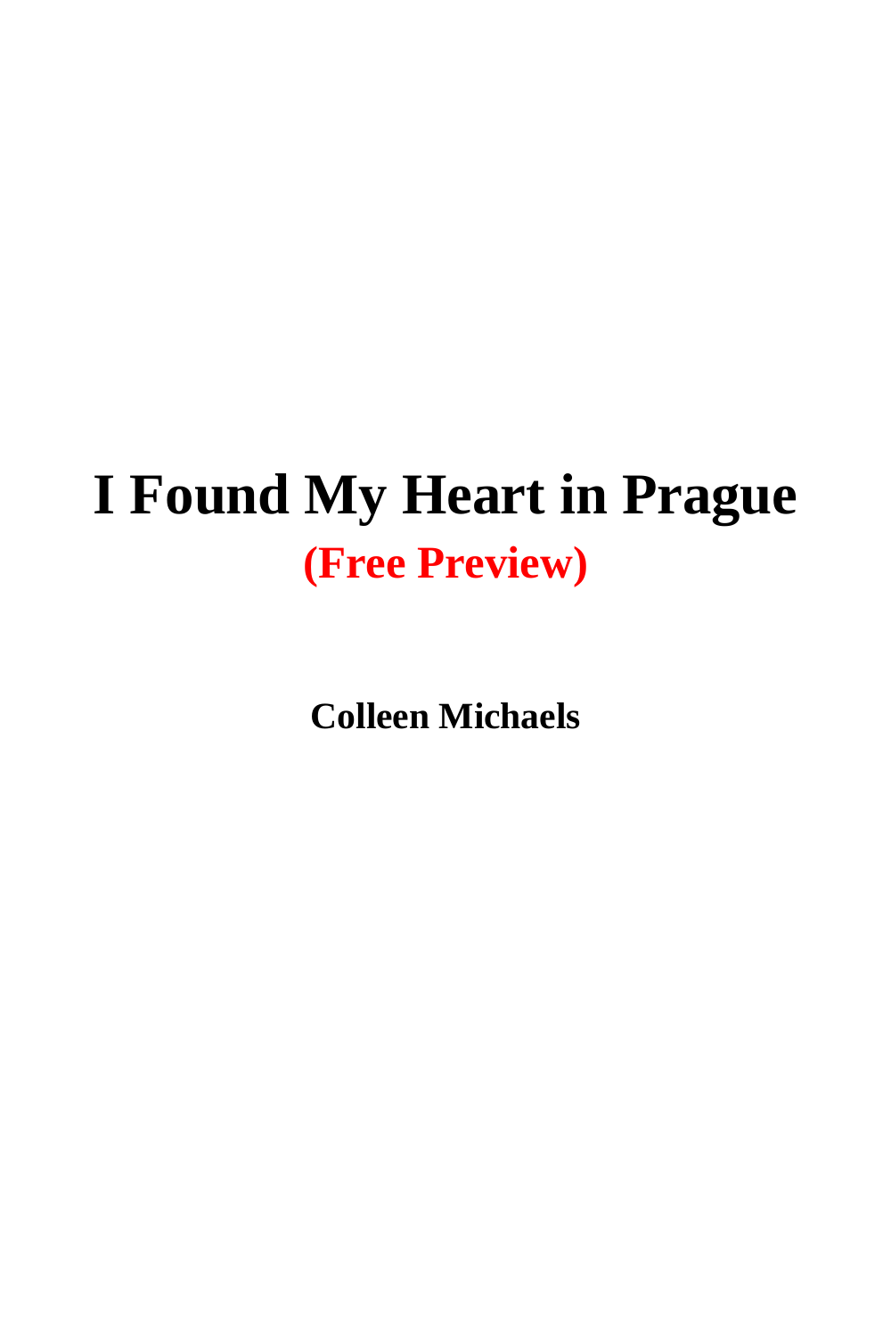# I Found My Heart in Prague

**(Free Preview)**

**Colleen Michaels**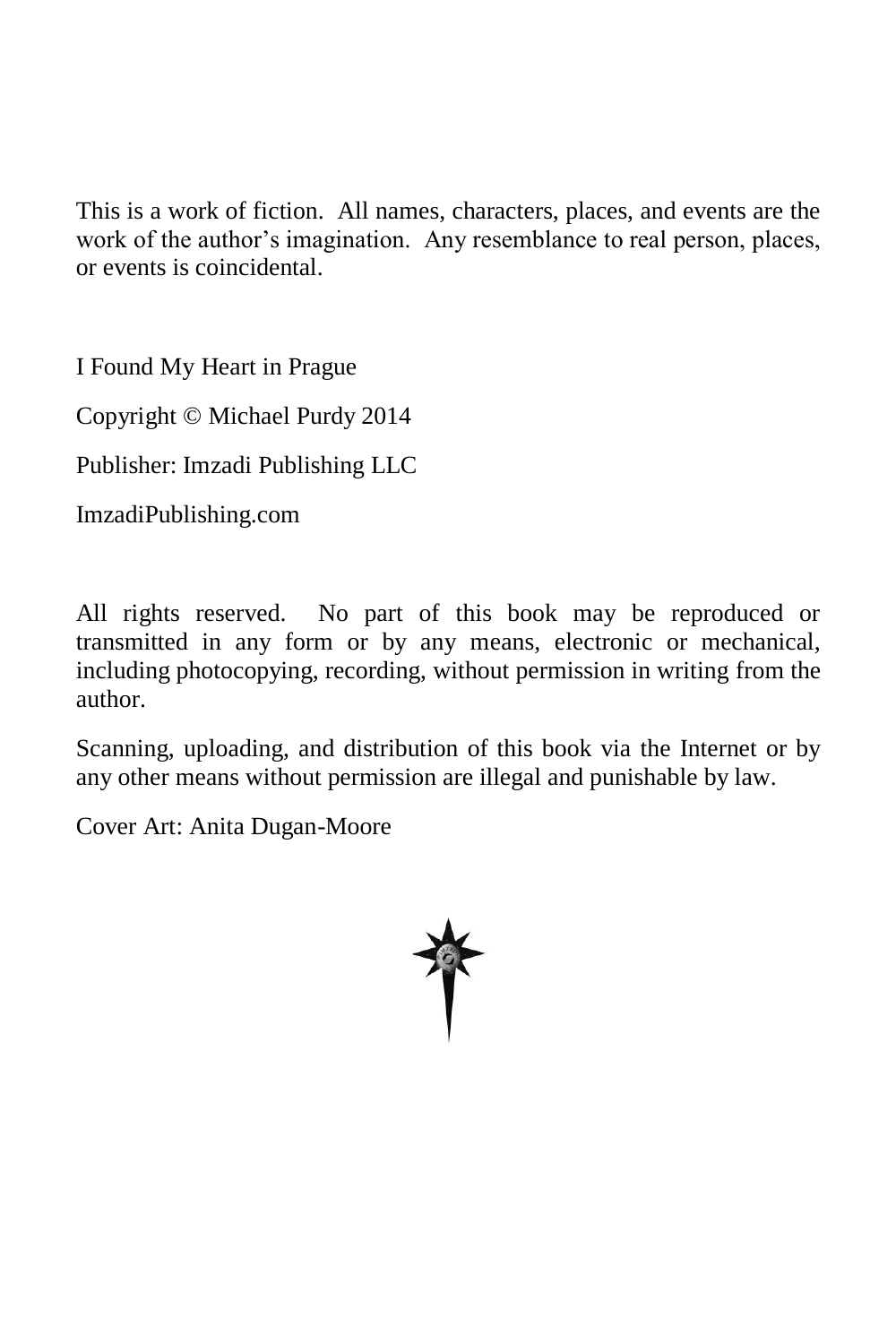This is a work of fiction. All names, characters, places, and events are the work of the author's imagination. Any resemblance to real person, places, or events is coincidental.

I Found My Heart in Prague

Copyright © Michael Purdy 2014

Publisher: Imzadi Publishing LLC

ImzadiPublishing.com

All rights reserved. No part of this book may be reproduced or transmitted in any form or by any means, electronic or mechanical, including photocopying, recording, without permission in writing from the author.

Scanning, uploading, and distribution of this book via the Internet or by any other means without permission are illegal and punishable by law.

Cover Art: Anita Dugan-Moore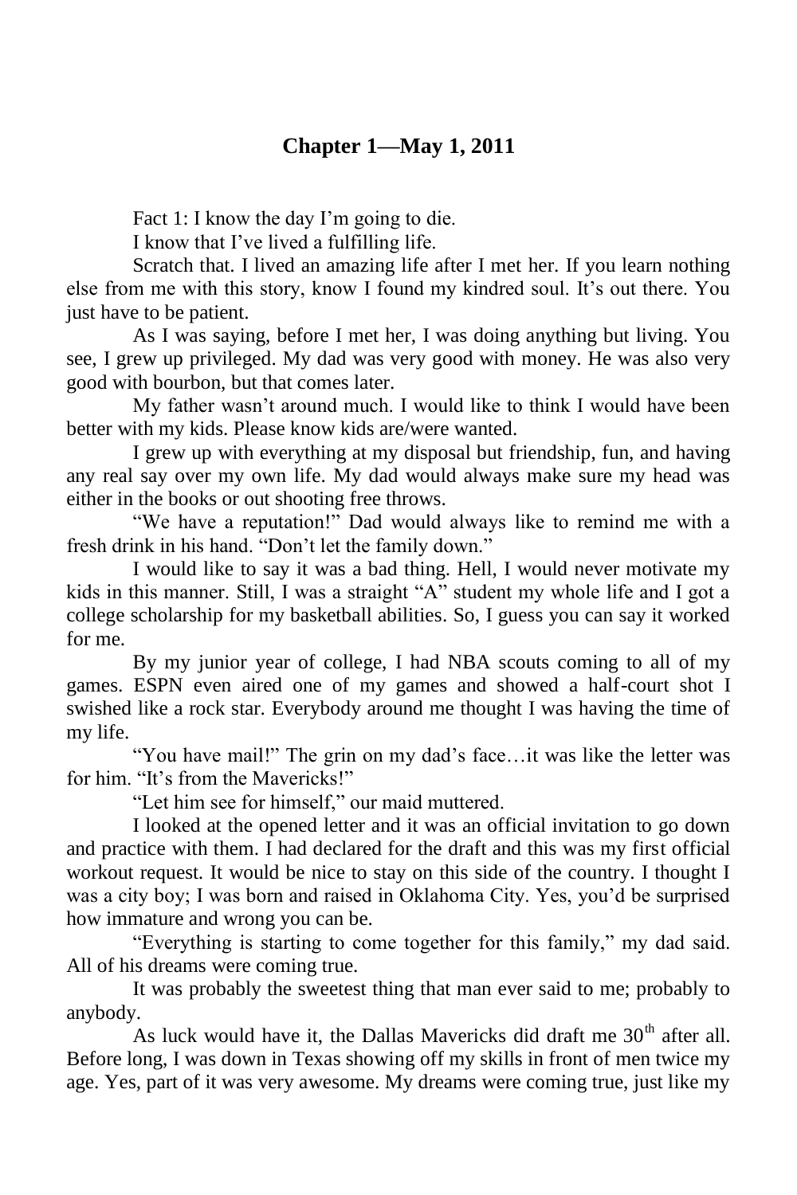## Chapter 1—May 1, 2011

Fact 1: I know the day I'm going to die.

I know that I've lived a fulfilling life.

Scratch that. I lived an amazing life after I met her. If you learn nothing else from me with this story, know I found my kindred soul. It's out there. You just have to be patient.

As I was saying, before I met her, I was doing anything but living. You see, I grew up privileged. My dad was very good with money. He was also very good with bourbon, but that comes later.

My father wasn't around much. I would like to think I would have been better with my kids. Please know kids are/were wanted.

I grew up with everything at my disposal but friendship, fun, and having any real say over my own life. My dad would always make sure my head was either in the books or out shooting free throws.

"We have a reputation!" Dad would always like to remind me with a fresh drink in his hand. "Don't let the family down."

I would like to say it was a bad thing. Hell, I would never motivate my kids in this manner. Still, I was a straight "A" student my whole life and I got a college scholarship for my basketball abilities. So, I guess you can say it worked for me.

By my junior year of college, I had NBA scouts coming to all of my games. ESPN even aired one of my games and showed a half-court shot I swished like a rock star. Everybody around me thought I was having the time of my life.

"You have mail!" The grin on my dad's face…it was like the letter was for him. "It's from the Mavericks!"

"Let him see for himself," our maid muttered.

I looked at the opened letter and it was an official invitation to go down and practice with them. I had declared for the draft and this was my first official workout request. It would be nice to stay on this side of the country. I thought I was a city boy; I was born and raised in Oklahoma City. Yes, you'd be surprised how immature and wrong you can be.

"Everything is starting to come together for this family," my dad said. All of his dreams were coming true.

It was probably the sweetest thing that man ever said to me; probably to anybody.

As luck would have it, the Dallas Mavericks did draft me 30th after all. Before long, I was down in Texas showing off my skills in front of men twice my age. Yes, part of it was very awesome. My dreams were coming true, just like my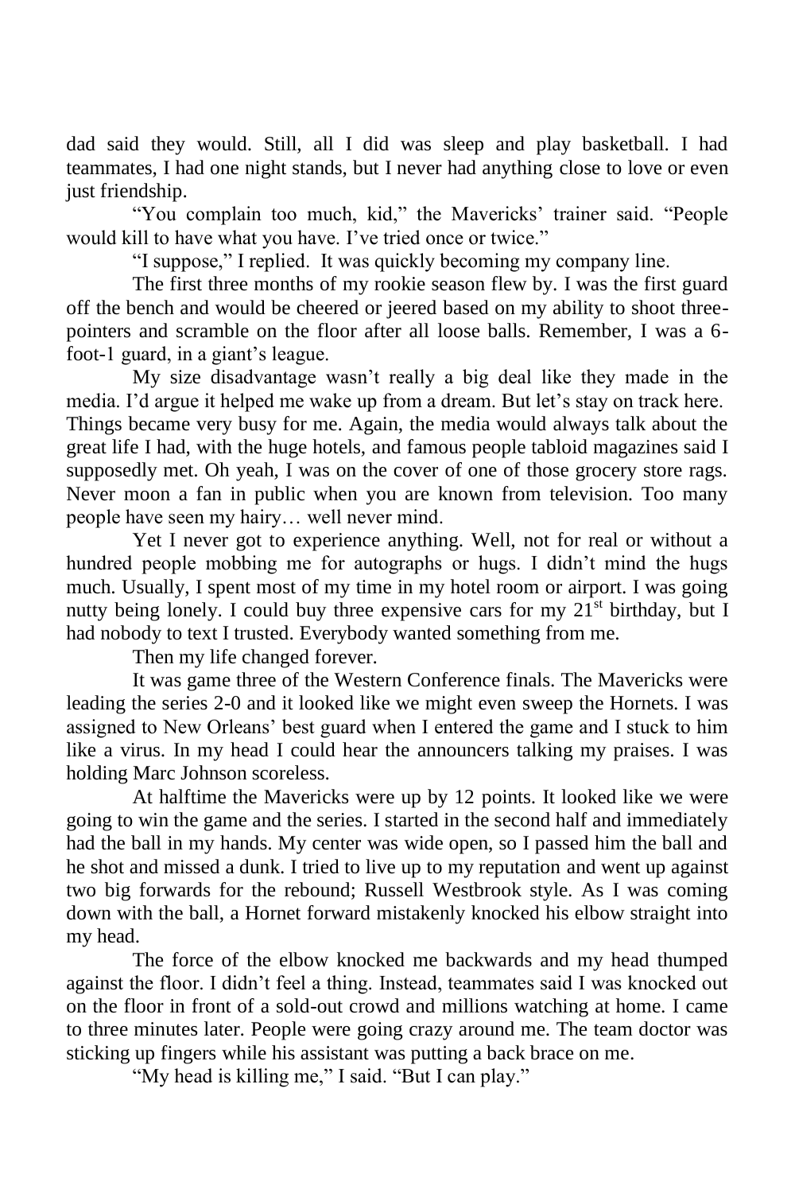dad said they would. Still, all I did was sleep and play basketball. I had teammates, I had one night stands, but I never had anything close to love or even just friendship.

"You complain too much, kid," the Mavericks' trainer said. "People would kill to have what you have. I've tried once or twice."

"I suppose," I replied. It was quickly becoming my company line.

The first three months of my rookie season flew by. I was the first guard off the bench and would be cheered or jeered based on my ability to shoot three-pointers and scramble on the floor after all loose balls. Remember, I was a 6-foot-1 guard, in a giant's league.

My size disadvantage wasn't really a big deal like they made in the media. I'd argue it helped me wake up from a dream. But let's stay on track here. Things became very busy for me. Again, the media would always talk about the great life I had, with the huge hotels, and famous people tabloid magazines said I supposedly met. Oh yeah, I was on the cover of one of those grocery store rags. Never moon a fan in public when you are known from television. Too many people have seen my hairy… well never mind.

Yet I never got to experience anything. Well, not for real or without a hundred people mobbing me for autographs or hugs. I didn't mind the hugs much. Usually, I spent most of my time in my hotel room or airport. I was going nutty being lonely. I could buy three expensive cars for my 21st birthday, but I had nobody to text I trusted. Everybody wanted something from me.

Then my life changed forever.

It was game three of the Western Conference finals. The Mavericks were leading the series 2-0 and it looked like we might even sweep the Hornets. I was assigned to New Orleans' best guard when I entered the game and I stuck to him like a virus. In my head I could hear the announcers talking my praises. I was holding Marc Johnson scoreless.

At halftime the Mavericks were up by 12 points. It looked like we were going to win the game and the series. I started in the second half and immediately had the ball in my hands. My center was wide open, so I passed him the ball and he shot and missed a dunk. I tried to live up to my reputation and went up against two big forwards for the rebound; Russell Westbrook style. As I was coming down with the ball, a Hornet forward mistakenly knocked his elbow straight into my head.

The force of the elbow knocked me backwards and my head thumped against the floor. I didn't feel a thing. Instead, teammates said I was knocked out on the floor in front of a sold-out crowd and millions watching at home. I came to three minutes later. People were going crazy around me. The team doctor was sticking up fingers while his assistant was putting a back brace on me.

"My head is killing me," I said. "But I can play."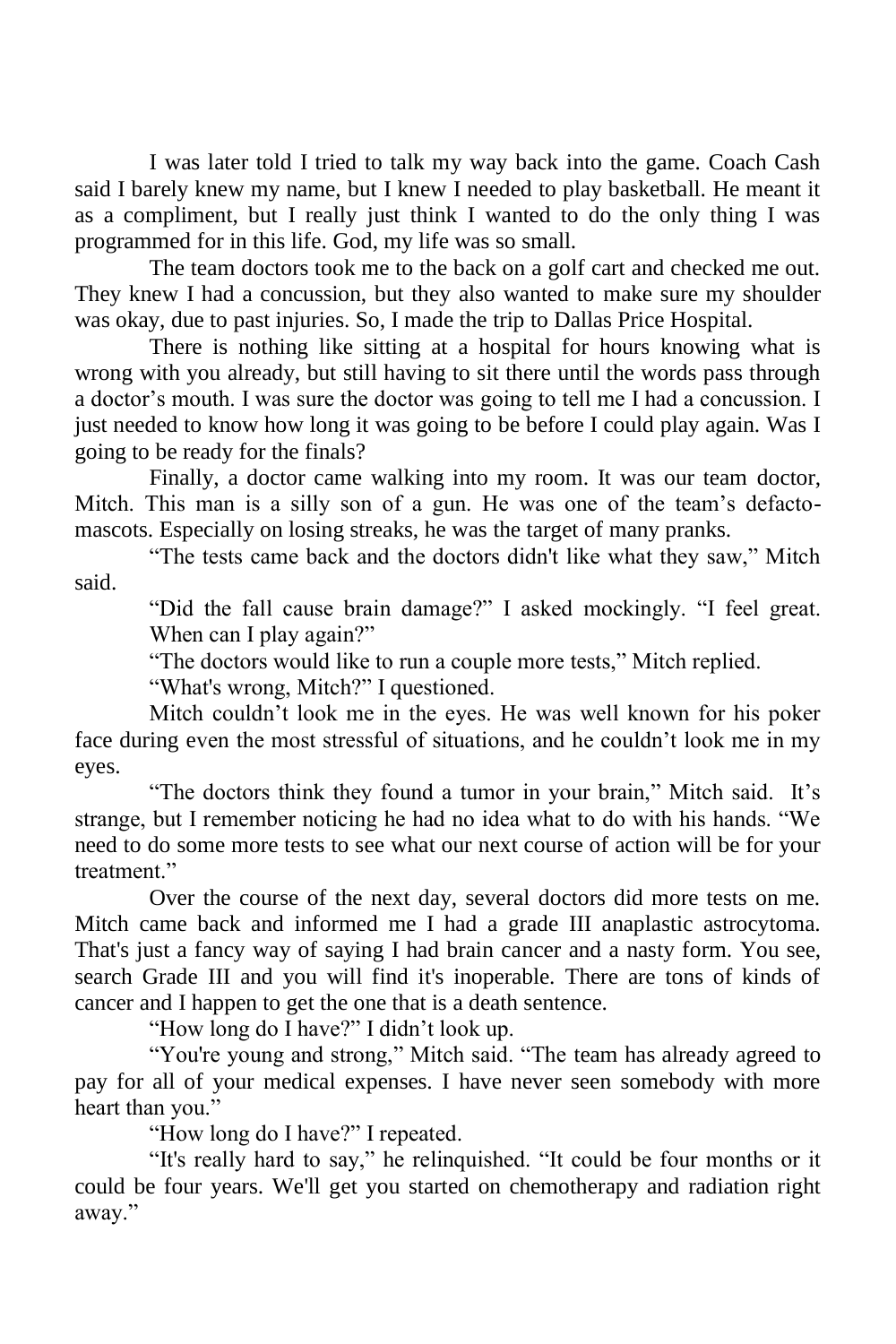I was later told I tried to talk my way back into the game. Coach Cash said I barely knew my name, but I knew I needed to play basketball. He meant it as a compliment, but I really just think I wanted to do the only thing I was programmed for in this life. God, my life was so small.

The team doctors took me to the back on a golf cart and checked me out. They knew I had a concussion, but they also wanted to make sure my shoulder was okay, due to past injuries. So, I made the trip to Dallas Price Hospital.

There is nothing like sitting at a hospital for hours knowing what is wrong with you already, but still having to sit there until the words pass through a doctor's mouth. I was sure the doctor was going to tell me I had a concussion. I just needed to know how long it was going to be before I could play again. Was I going to be ready for the finals?

Finally, a doctor came walking into my room. It was our team doctor, Mitch. This man is a silly son of a gun. He was one of the team's defacto-mascots. Especially on losing streaks, he was the target of many pranks.

"The tests came back and the doctors didn't like what they saw," Mitch said.

"Did the fall cause brain damage?" I asked mockingly. "I feel great. When can I play again?"

"The doctors would like to run a couple more tests," Mitch replied.

"What's wrong, Mitch?" I questioned.

Mitch couldn't look me in the eyes. He was well known for his poker face during even the most stressful of situations, and he couldn't look me in my eyes.

"The doctors think they found a tumor in your brain," Mitch said. It's strange, but I remember noticing he had no idea what to do with his hands. "We need to do some more tests to see what our next course of action will be for your treatment."

Over the course of the next day, several doctors did more tests on me. Mitch came back and informed me I had a grade III anaplastic astrocytoma. That's just a fancy way of saying I had brain cancer and a nasty form. You see, search Grade III and you will find it's inoperable. There are tons of kinds of cancer and I happen to get the one that is a death sentence.

"How long do I have?" I didn't look up.

"You're young and strong," Mitch said. "The team has already agreed to pay for all of your medical expenses. I have never seen somebody with more heart than you."

"How long do I have?" I repeated.

"It's really hard to say," he relinquished. "It could be four months or it could be four years. We'll get you started on chemotherapy and radiation right away."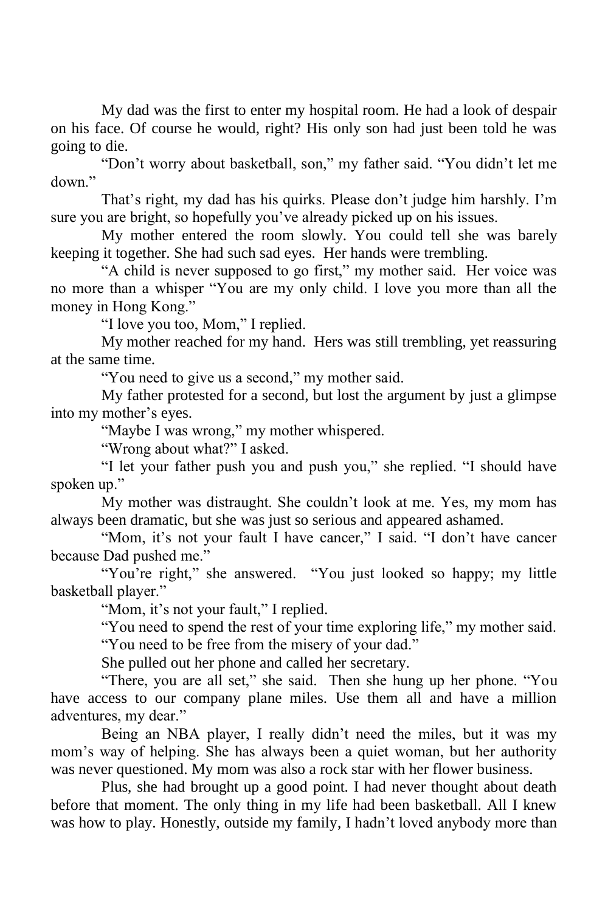My dad was the first to enter my hospital room. He had a look of despair on his face. Of course he would, right? His only son had just been told he was going to die.

"Don't worry about basketball, son," my father said. "You didn't let me down."

That's right, my dad has his quirks. Please don't judge him harshly. I'm sure you are bright, so hopefully you've already picked up on his issues.

My mother entered the room slowly. You could tell she was barely keeping it together. She had such sad eyes. Her hands were trembling.

"A child is never supposed to go first," my mother said. Her voice was no more than a whisper "You are my only child. I love you more than all the money in Hong Kong."

"I love you too, Mom," I replied.

My mother reached for my hand. Hers was still trembling, yet reassuring at the same time.

"You need to give us a second," my mother said.

My father protested for a second, but lost the argument by just a glimpse into my mother's eyes.

"Maybe I was wrong," my mother whispered.

"Wrong about what?" I asked.

"I let your father push you and push you," she replied. "I should have spoken up."

My mother was distraught. She couldn't look at me. Yes, my mom has always been dramatic, but she was just so serious and appeared ashamed.

"Mom, it's not your fault I have cancer," I said. "I don't have cancer because Dad pushed me."

"You're right," she answered. "You just looked so happy; my little basketball player."

"Mom, it's not your fault," I replied.

"You need to spend the rest of your time exploring life," my mother said.

"You need to be free from the misery of your dad."

She pulled out her phone and called her secretary.

"There, you are all set," she said. Then she hung up her phone. "You have access to our company plane miles. Use them all and have a million adventures, my dear."

Being an NBA player, I really didn't need the miles, but it was my mom's way of helping. She has always been a quiet woman, but her authority was never questioned. My mom was also a rock star with her flower business.

Plus, she had brought up a good point. I had never thought about death before that moment. The only thing in my life had been basketball. All I knew was how to play. Honestly, outside my family, I hadn't loved anybody more than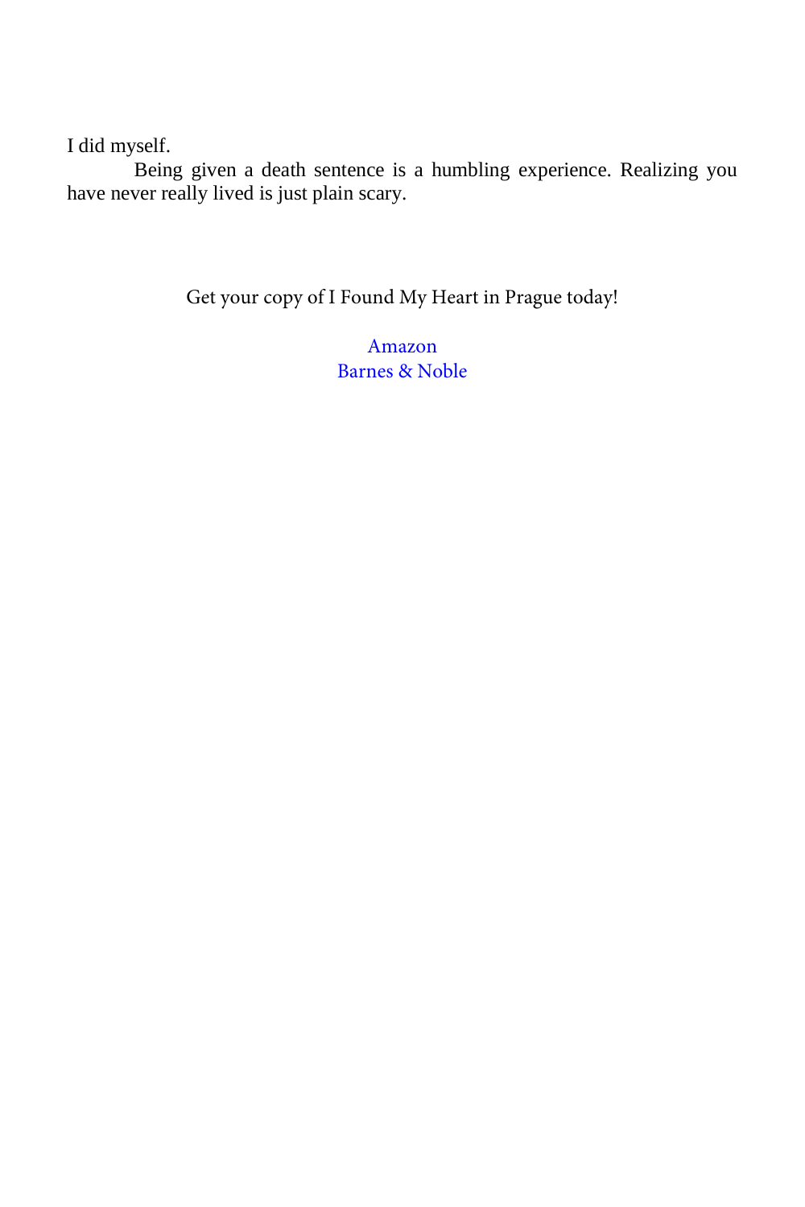I did myself.

Being given a death sentence is a humbling experience. Realizing you have never really lived is just plain scary.

Get your copy of I Found My Heart in Prague today!

Amazon
Barnes & Noble